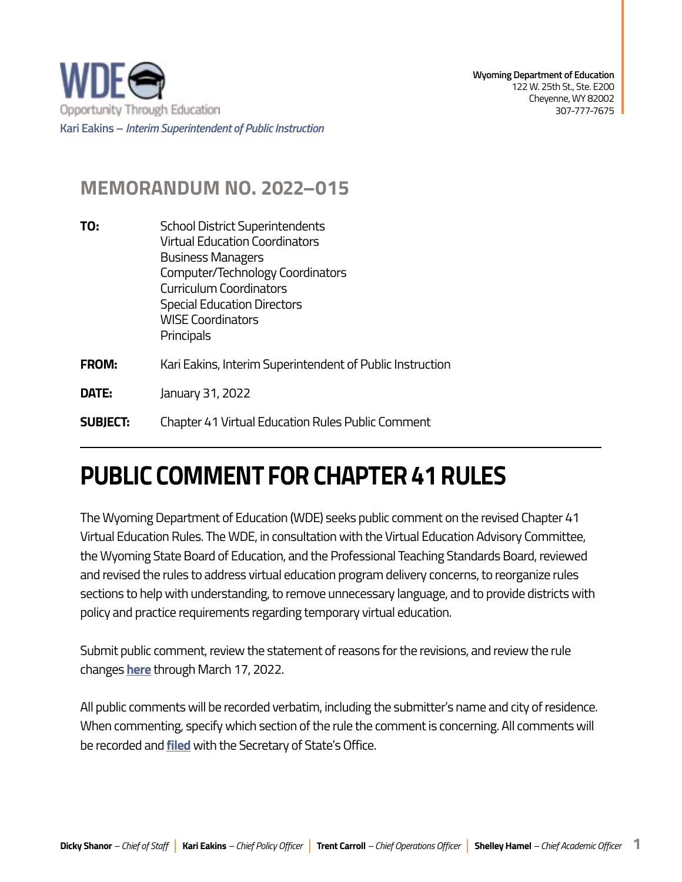WDE

Opportunity Through Education

Kari Eakins – *Interim Superintendent of Public Instruction*

**Wyoming Department of Education**
122 W. 25th St., Ste. E200
Cheyenne, WY 82002
307-777-7675

## MEMORANDUM NO. 2022–015

**TO:** School District Superintendents
Virtual Education Coordinators
Business Managers
Computer/Technology Coordinators
Curriculum Coordinators
Special Education Directors
WISE Coordinators
Principals

**FROM:** Kari Eakins, Interim Superintendent of Public Instruction

**DATE:** January 31, 2022

**SUBJECT:** Chapter 41 Virtual Education Rules Public Comment

---

# PUBLIC COMMENT FOR CHAPTER 41 RULES

The Wyoming Department of Education (WDE) seeks public comment on the revised Chapter 41 Virtual Education Rules. The WDE, in consultation with the Virtual Education Advisory Committee, the Wyoming State Board of Education, and the Professional Teaching Standards Board, reviewed and revised the rules to address virtual education program delivery concerns, to reorganize rules sections to help with understanding, to remove unnecessary language, and to provide districts with policy and practice requirements regarding temporary virtual education.

Submit public comment, review the statement of reasons for the revisions, and review the rule changes **here** through March 17, 2022.

All public comments will be recorded verbatim, including the submitter's name and city of residence. When commenting, specify which section of the rule the comment is concerning. All comments will be recorded and **filed** with the Secretary of State's Office.

**Dicky Shanor** – *Chief of Staff* | **Kari Eakins** – *Chief Policy Officer* | **Trent Carroll** – *Chief Operations Officer* | **Shelley Hamel** – *Chief Academic Officer*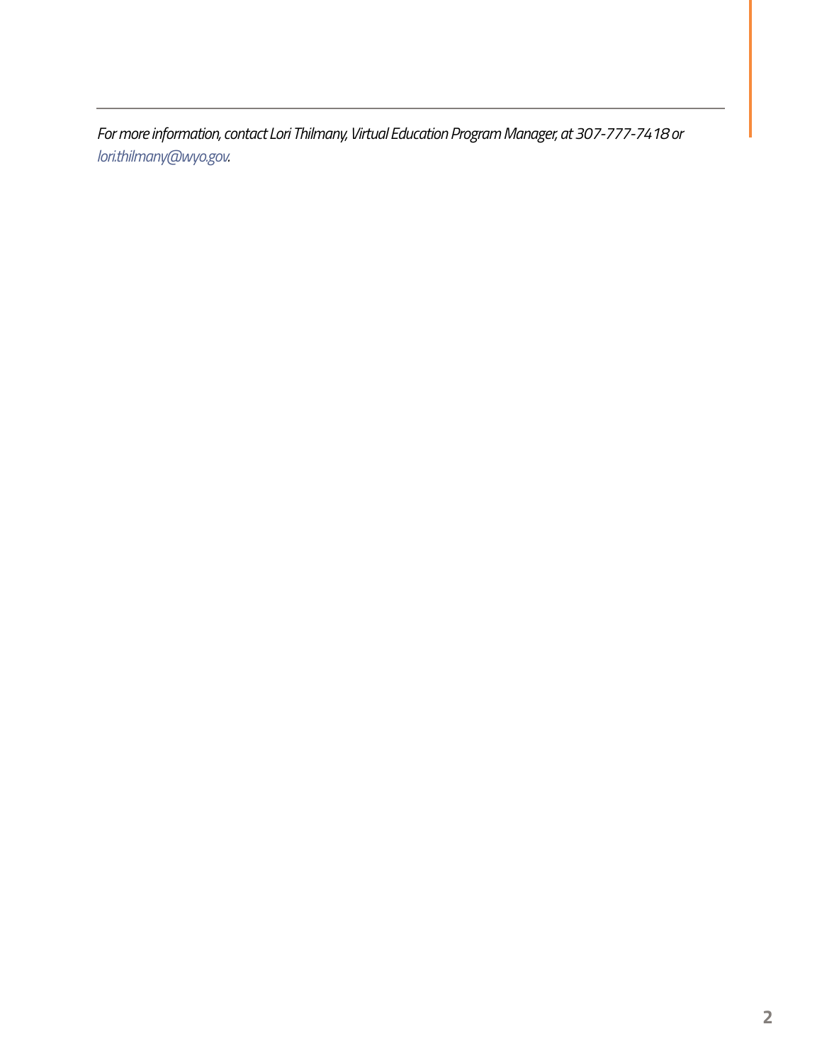---

*For more information, contact Lori Thilmany, Virtual Education Program Manager, at 307-777-7418 or lori.thilmany@wyo.gov.*